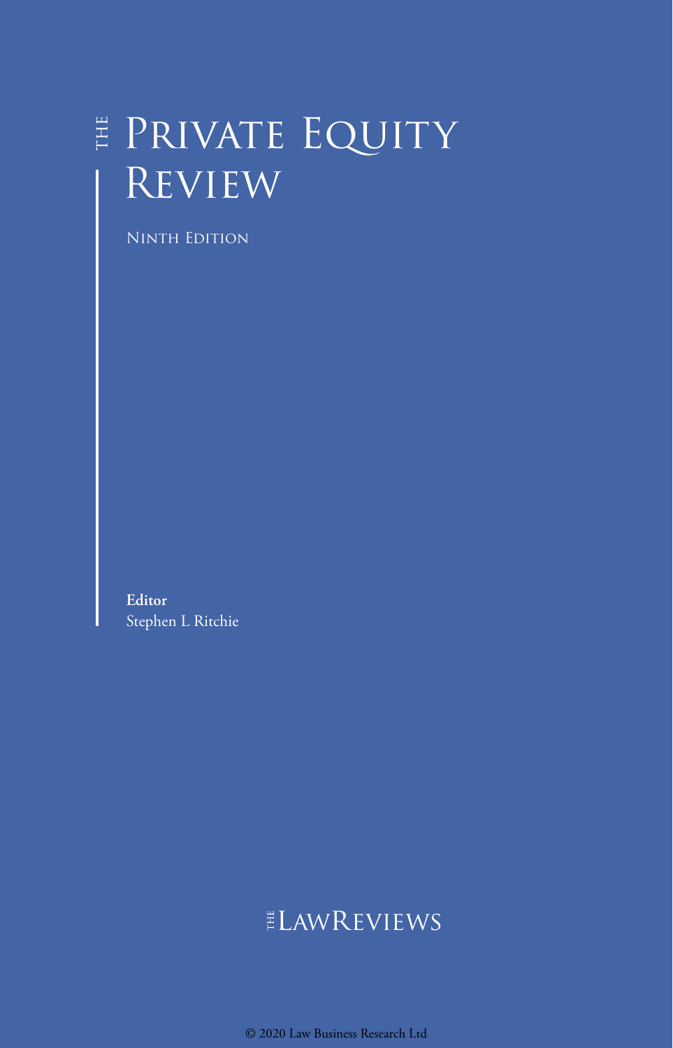# THE PRIVATE EQUITY REVIEW

NINTH EDITION

**Editor**
Stephen L Ritchie

THE LAWREVIEWS

© 2020 Law Business Research Ltd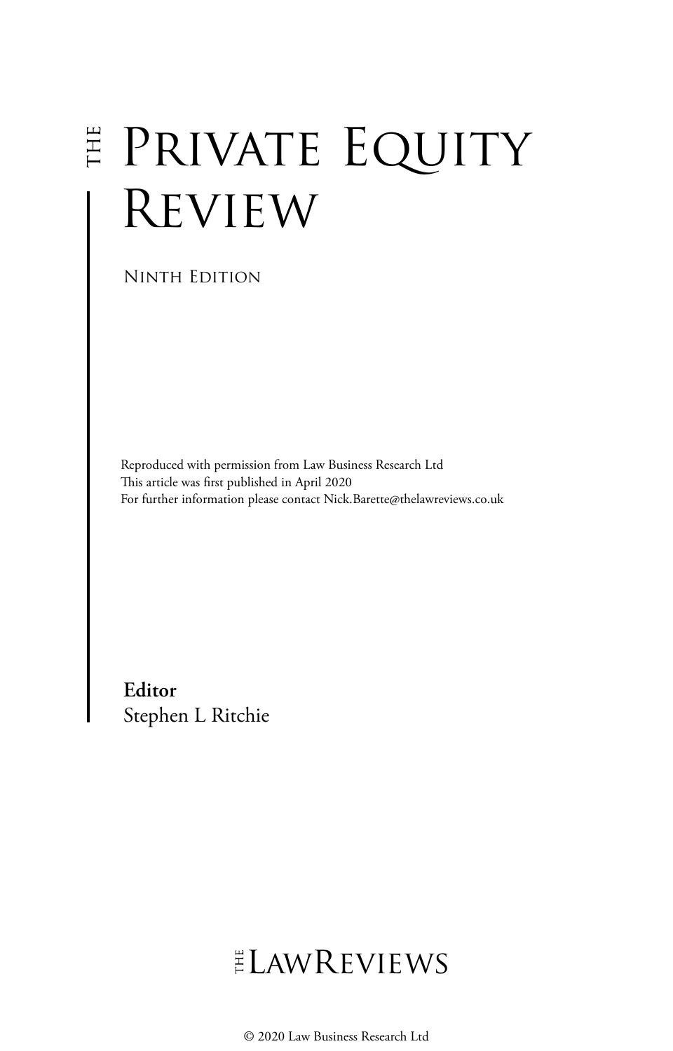# THE PRIVATE EQUITY REVIEW

NINTH EDITION

Reproduced with permission from Law Business Research Ltd
This article was first published in April 2020
For further information please contact Nick.Barette@thelawreviews.co.uk

**Editor**
Stephen L Ritchie

THE LAWREVIEWS

© 2020 Law Business Research Ltd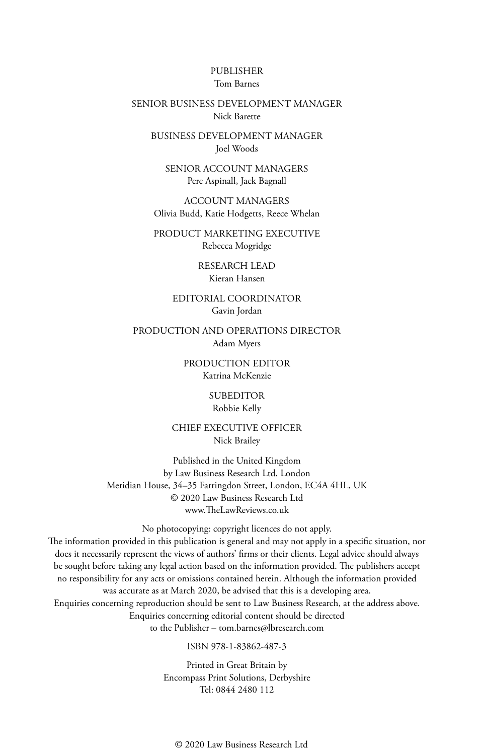PUBLISHER
Tom Barnes

SENIOR BUSINESS DEVELOPMENT MANAGER
Nick Barette

BUSINESS DEVELOPMENT MANAGER
Joel Woods

SENIOR ACCOUNT MANAGERS
Pere Aspinall, Jack Bagnall

ACCOUNT MANAGERS
Olivia Budd, Katie Hodgetts, Reece Whelan

PRODUCT MARKETING EXECUTIVE
Rebecca Mogridge

RESEARCH LEAD
Kieran Hansen

EDITORIAL COORDINATOR
Gavin Jordan

PRODUCTION AND OPERATIONS DIRECTOR
Adam Myers

PRODUCTION EDITOR
Katrina McKenzie

SUBEDITOR
Robbie Kelly

CHIEF EXECUTIVE OFFICER
Nick Brailey

Published in the United Kingdom
by Law Business Research Ltd, London
Meridian House, 34–35 Farringdon Street, London, EC4A 4HL, UK
© 2020 Law Business Research Ltd
www.TheLawReviews.co.uk

No photocopying: copyright licences do not apply.
The information provided in this publication is general and may not apply in a specific situation, nor does it necessarily represent the views of authors' firms or their clients. Legal advice should always be sought before taking any legal action based on the information provided. The publishers accept no responsibility for any acts or omissions contained herein. Although the information provided was accurate as at March 2020, be advised that this is a developing area.
Enquiries concerning reproduction should be sent to Law Business Research, at the address above.
Enquiries concerning editorial content should be directed to the Publisher – tom.barnes@lbresearch.com

ISBN 978-1-83862-487-3

Printed in Great Britain by
Encompass Print Solutions, Derbyshire
Tel: 0844 2480 112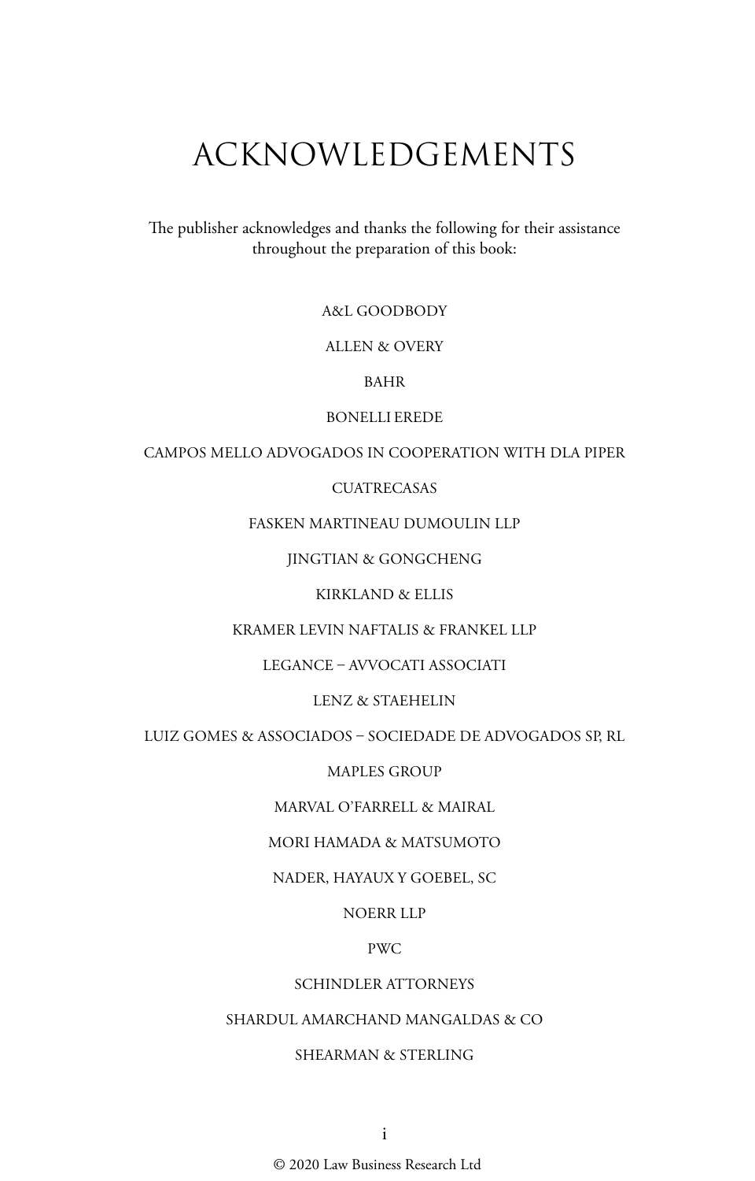# ACKNOWLEDGEMENTS

The publisher acknowledges and thanks the following for their assistance throughout the preparation of this book:

A&L GOODBODY

ALLEN & OVERY

BAHR

BONELLI EREDE

CAMPOS MELLO ADVOGADOS IN COOPERATION WITH DLA PIPER

CUATRECASAS

FASKEN MARTINEAU DUMOULIN LLP

JINGTIAN & GONGCHENG

KIRKLAND & ELLIS

KRAMER LEVIN NAFTALIS & FRANKEL LLP

LEGANCE – AVVOCATI ASSOCIATI

LENZ & STAEHELIN

LUIZ GOMES & ASSOCIADOS – SOCIEDADE DE ADVOGADOS SP, RL

MAPLES GROUP

MARVAL O'FARRELL & MAIRAL

MORI HAMADA & MATSUMOTO

NADER, HAYAUX Y GOEBEL, SC

NOERR LLP

PWC

SCHINDLER ATTORNEYS

SHARDUL AMARCHAND MANGALDAS & CO

SHEARMAN & STERLING

© 2020 Law Business Research Ltd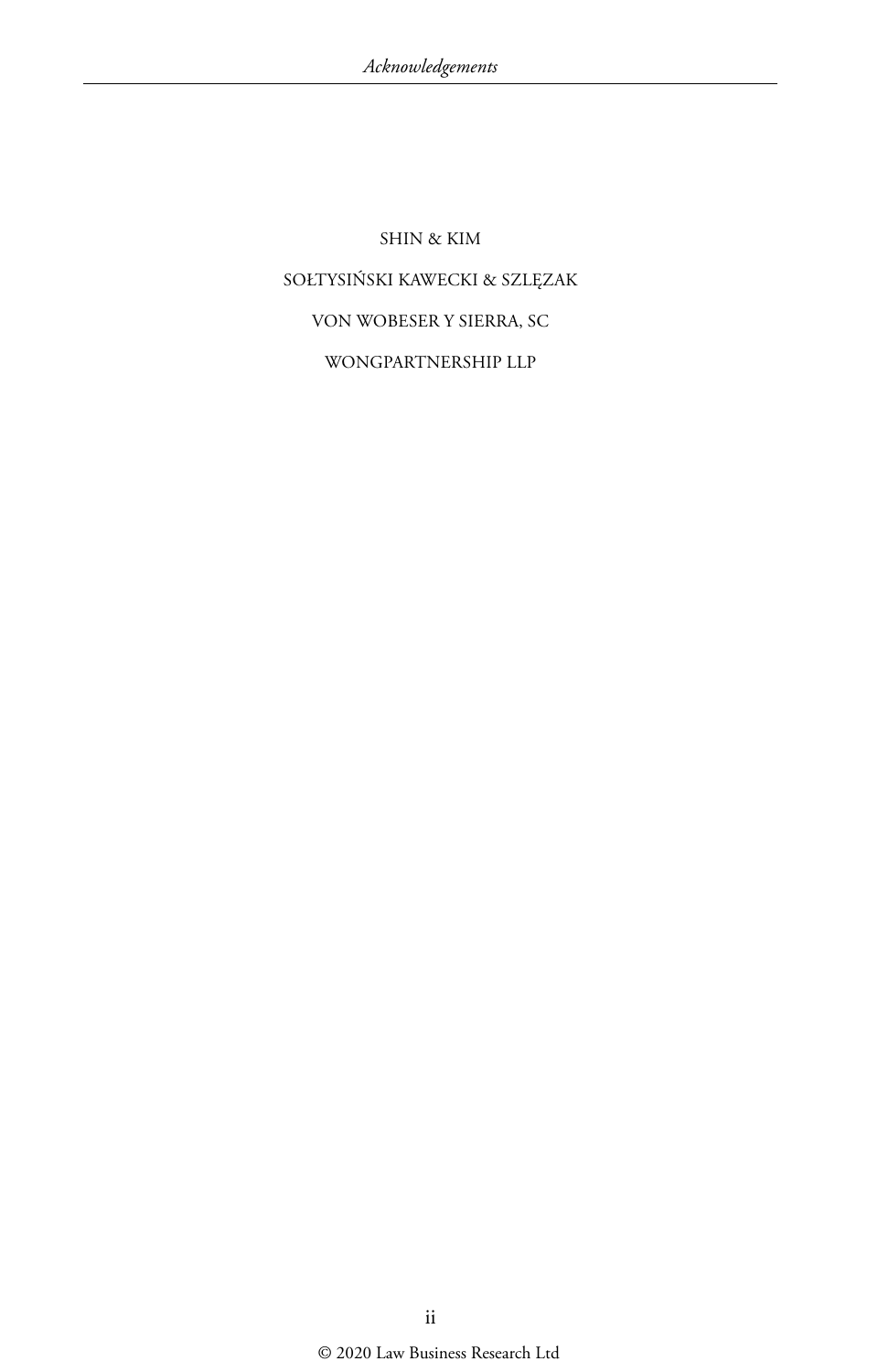SHIN & KIM

SOŁTYSIŃSKI KAWECKI & SZLĘZAK

VON WOBESER Y SIERRA, SC

WONGPARTNERSHIP LLP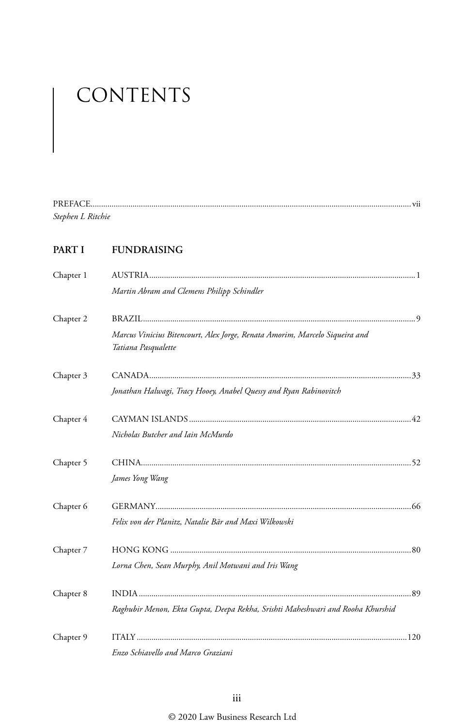# CONTENTS

PREFACE ..................................................................................................................... vii
*Stephen L Ritchie*

## PART I FUNDRAISING

Chapter 1 AUSTRIA ..................................................................................................... 1
*Martin Abram and Clemens Philipp Schindler*

Chapter 2 BRAZIL ....................................................................................................... 9
*Marcus Vinicius Bitencourt, Alex Jorge, Renata Amorim, Marcelo Siqueira and Tatiana Pasqualette*

Chapter 3 CANADA ..................................................................................................... 33
*Jonathan Halwagi, Tracy Hooey, Anabel Quessy and Ryan Rabinovitch*

Chapter 4 CAYMAN ISLANDS ...................................................................................... 42
*Nicholas Butcher and Iain McMurdo*

Chapter 5 CHINA ........................................................................................................ 52
*James Yong Wang*

Chapter 6 GERMANY .................................................................................................. 66
*Felix von der Planitz, Natalie Bär and Maxi Wilkowski*

Chapter 7 HONG KONG ............................................................................................... 80
*Lorna Chen, Sean Murphy, Anil Motwani and Iris Wang*

Chapter 8 INDIA .......................................................................................................... 89
*Raghubir Menon, Ekta Gupta, Deepa Rekha, Srishti Maheshwari and Rooha Khurshid*

Chapter 9 ITALY .......................................................................................................... 120
*Enzo Schiavello and Marco Graziani*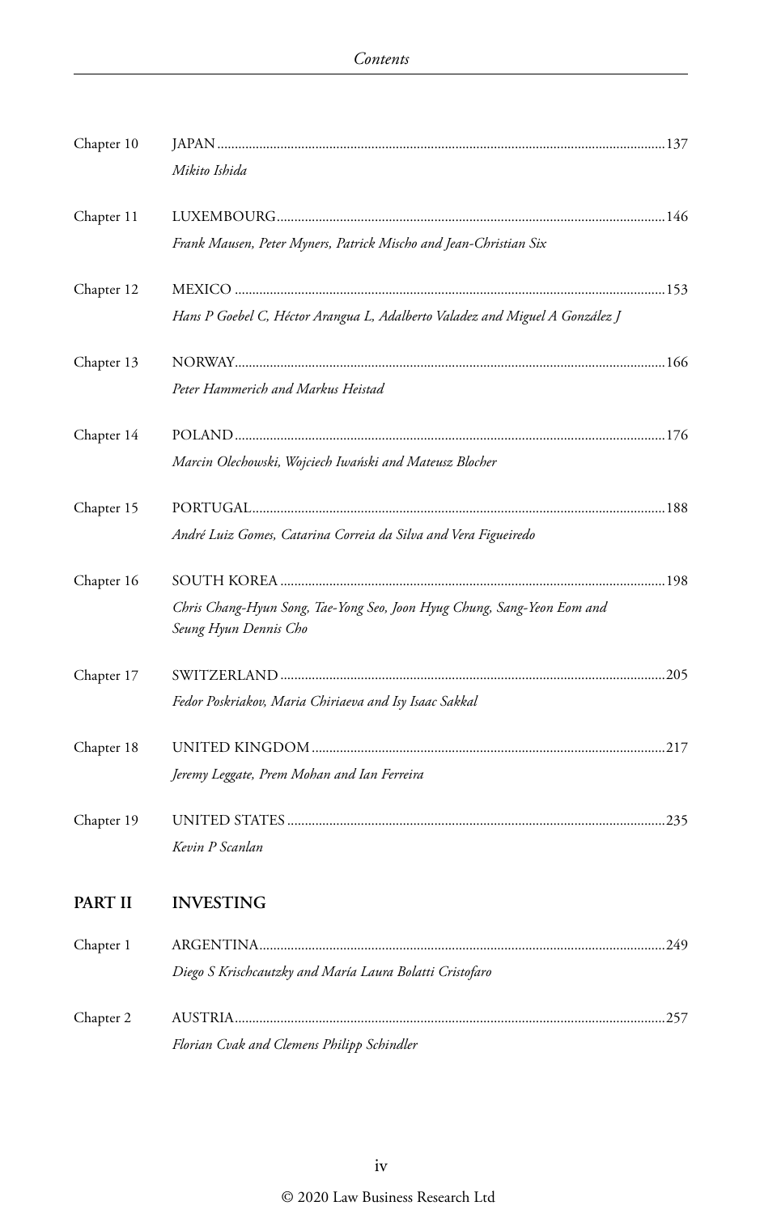Chapter 10 JAPAN ..... 137

*Mikito Ishida*

Chapter 11 LUXEMBOURG ..... 146

*Frank Mausen, Peter Myners, Patrick Mischo and Jean-Christian Six*

Chapter 12 MEXICO ..... 153

*Hans P Goebel C, Héctor Arangua L, Adalberto Valadez and Miguel A González J*

Chapter 13 NORWAY ..... 166

*Peter Hammerich and Markus Heistad*

Chapter 14 POLAND ..... 176

*Marcin Olechowski, Wojciech Iwański and Mateusz Blocher*

Chapter 15 PORTUGAL ..... 188

*André Luiz Gomes, Catarina Correia da Silva and Vera Figueiredo*

Chapter 16 SOUTH KOREA ..... 198

*Chris Chang-Hyun Song, Tae-Yong Seo, Joon Hyug Chung, Sang-Yeon Eom and Seung Hyun Dennis Cho*

Chapter 17 SWITZERLAND ..... 205

*Fedor Poskriakov, Maria Chiriaeva and Isy Isaac Sakkal*

Chapter 18 UNITED KINGDOM ..... 217

*Jeremy Leggate, Prem Mohan and Ian Ferreira*

Chapter 19 UNITED STATES ..... 235

*Kevin P Scanlan*

## PART II INVESTING

Chapter 1 ARGENTINA ..... 249

*Diego S Krischcautzky and María Laura Bolatti Cristofaro*

Chapter 2 AUSTRIA ..... 257

*Florian Cvak and Clemens Philipp Schindler*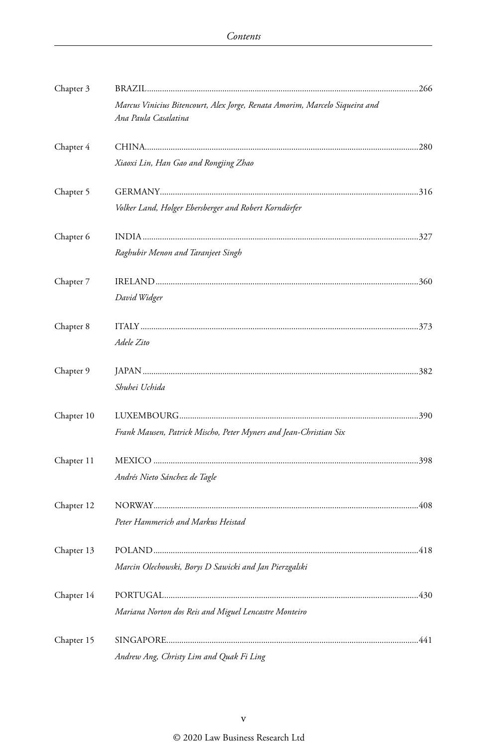Chapter 3 BRAZIL.....266

*Marcus Vinicius Bitencourt, Alex Jorge, Renata Amorim, Marcelo Siqueira and Ana Paula Casalatina*

Chapter 4 CHINA.....280

*Xiaoxi Lin, Han Gao and Rongjing Zhao*

Chapter 5 GERMANY.....316

*Volker Land, Holger Ebersberger and Robert Korndörfer*

Chapter 6 INDIA.....327

*Raghubir Menon and Taranjeet Singh*

Chapter 7 IRELAND.....360

*David Widger*

Chapter 8 ITALY.....373

*Adele Zito*

Chapter 9 JAPAN.....382

*Shuhei Uchida*

Chapter 10 LUXEMBOURG.....390

*Frank Mausen, Patrick Mischo, Peter Myners and Jean-Christian Six*

Chapter 11 MEXICO.....398

*Andrés Nieto Sánchez de Tagle*

Chapter 12 NORWAY.....408

*Peter Hammerich and Markus Heistad*

Chapter 13 POLAND.....418

*Marcin Olechowski, Borys D Sawicki and Jan Pierzgalski*

Chapter 14 PORTUGAL.....430

*Mariana Norton dos Reis and Miguel Lencastre Monteiro*

Chapter 15 SINGAPORE.....441

*Andrew Ang, Christy Lim and Quak Fi Ling*

© 2020 Law Business Research Ltd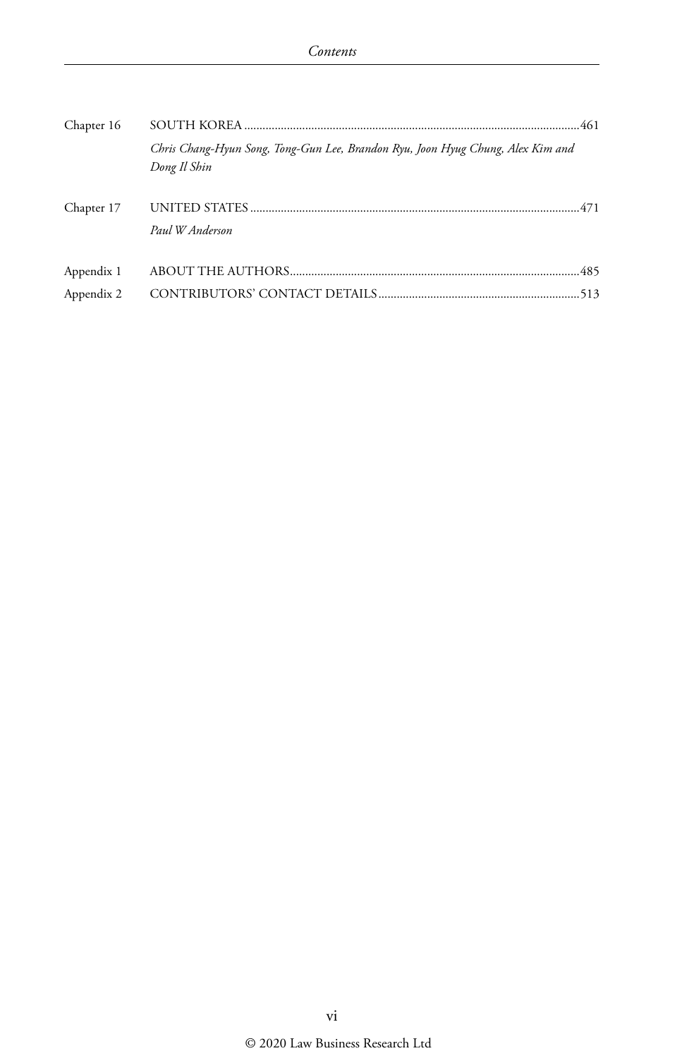Chapter 16 SOUTH KOREA ....................................................................................................461

*Chris Chang-Hyun Song, Tong-Gun Lee, Brandon Ryu, Joon Hyug Chung, Alex Kim and Dong Il Shin*

Chapter 17 UNITED STATES ..................................................................................................471

*Paul W Anderson*

Appendix 1 ABOUT THE AUTHORS.......................................................................................485

Appendix 2 CONTRIBUTORS' CONTACT DETAILS..............................................................513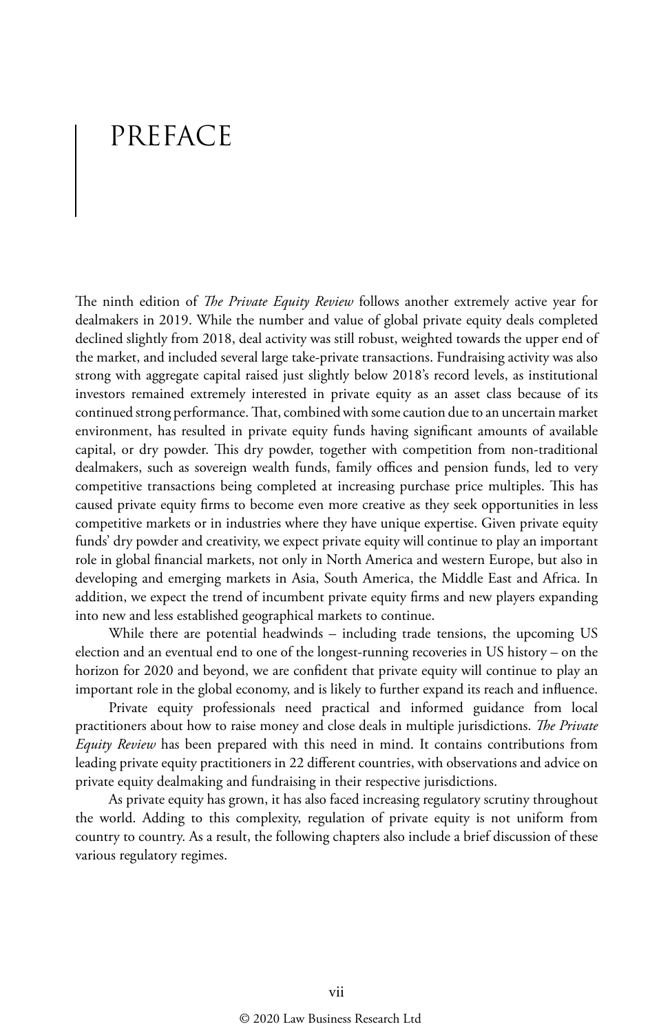# PREFACE

The ninth edition of *The Private Equity Review* follows another extremely active year for dealmakers in 2019. While the number and value of global private equity deals completed declined slightly from 2018, deal activity was still robust, weighted towards the upper end of the market, and included several large take-private transactions. Fundraising activity was also strong with aggregate capital raised just slightly below 2018's record levels, as institutional investors remained extremely interested in private equity as an asset class because of its continued strong performance. That, combined with some caution due to an uncertain market environment, has resulted in private equity funds having significant amounts of available capital, or dry powder. This dry powder, together with competition from non-traditional dealmakers, such as sovereign wealth funds, family offices and pension funds, led to very competitive transactions being completed at increasing purchase price multiples. This has caused private equity firms to become even more creative as they seek opportunities in less competitive markets or in industries where they have unique expertise. Given private equity funds' dry powder and creativity, we expect private equity will continue to play an important role in global financial markets, not only in North America and western Europe, but also in developing and emerging markets in Asia, South America, the Middle East and Africa. In addition, we expect the trend of incumbent private equity firms and new players expanding into new and less established geographical markets to continue.

While there are potential headwinds – including trade tensions, the upcoming US election and an eventual end to one of the longest-running recoveries in US history – on the horizon for 2020 and beyond, we are confident that private equity will continue to play an important role in the global economy, and is likely to further expand its reach and influence.

Private equity professionals need practical and informed guidance from local practitioners about how to raise money and close deals in multiple jurisdictions. *The Private Equity Review* has been prepared with this need in mind. It contains contributions from leading private equity practitioners in 22 different countries, with observations and advice on private equity dealmaking and fundraising in their respective jurisdictions.

As private equity has grown, it has also faced increasing regulatory scrutiny throughout the world. Adding to this complexity, regulation of private equity is not uniform from country to country. As a result, the following chapters also include a brief discussion of these various regulatory regimes.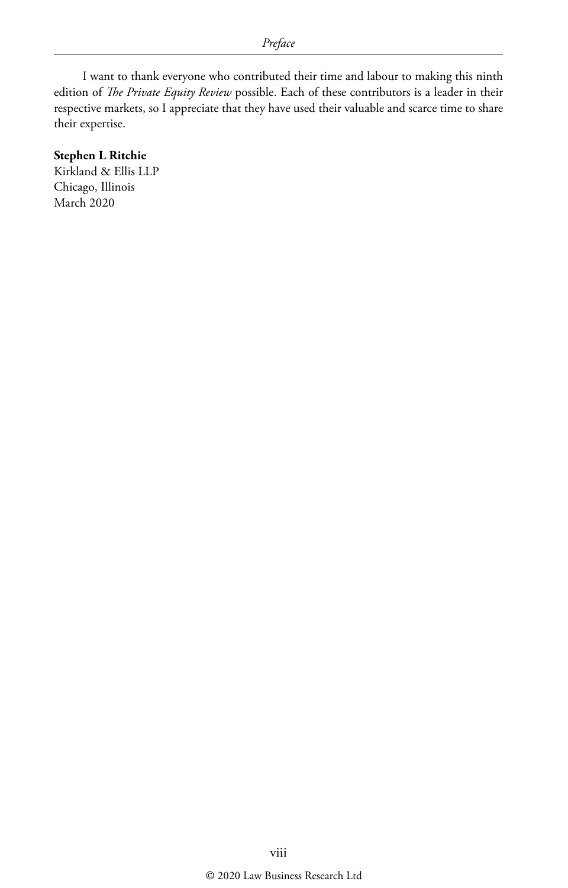I want to thank everyone who contributed their time and labour to making this ninth edition of *The Private Equity Review* possible. Each of these contributors is a leader in their respective markets, so I appreciate that they have used their valuable and scarce time to share their expertise.

**Stephen L Ritchie**
Kirkland & Ellis LLP
Chicago, Illinois
March 2020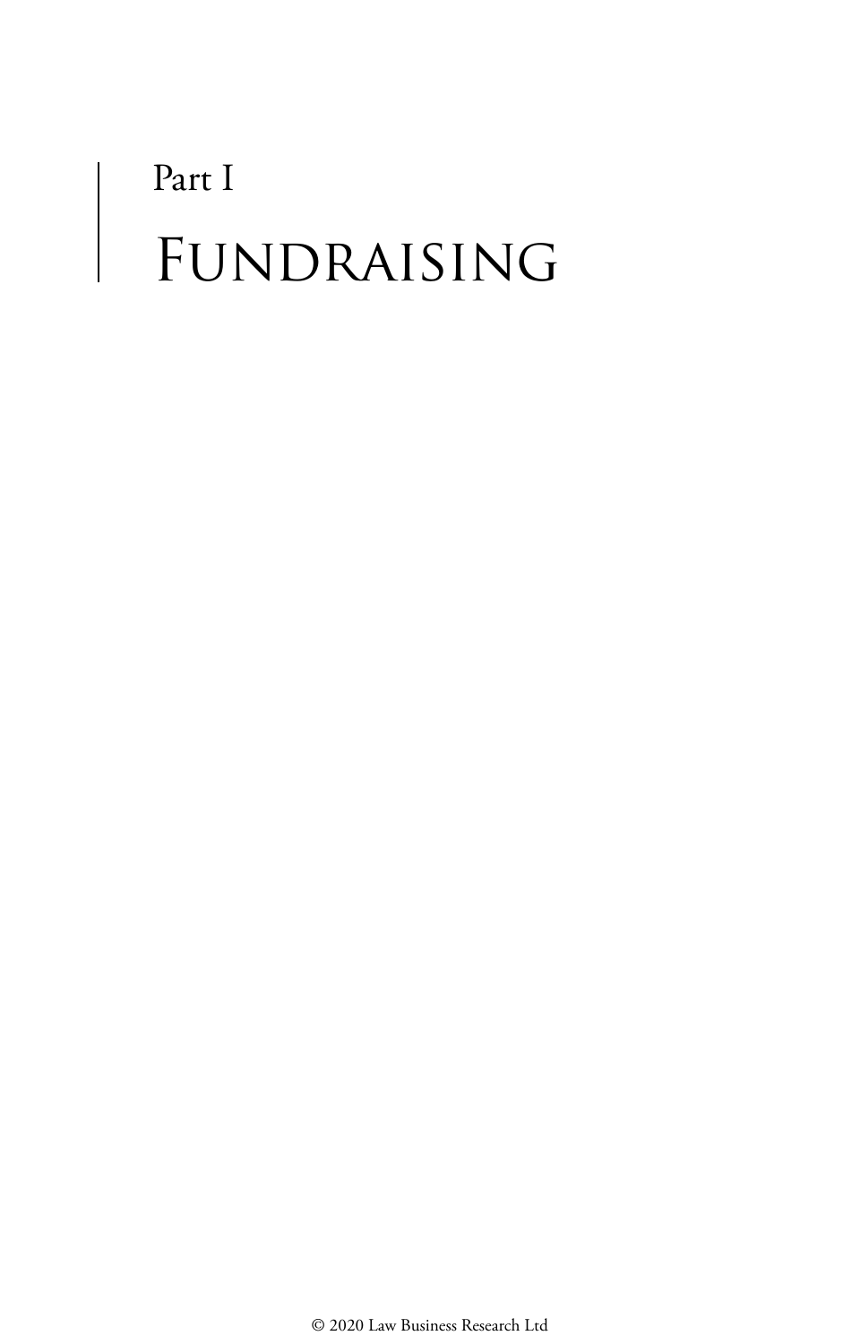# Part I

# Fundraising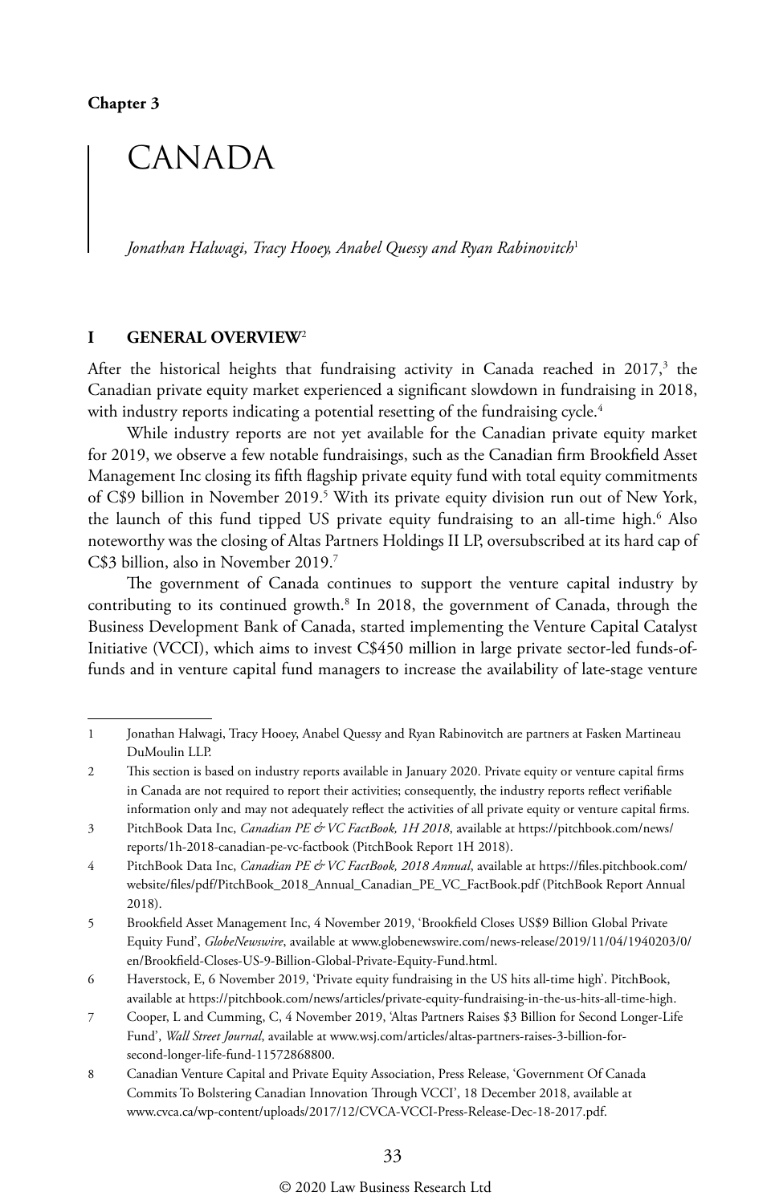Chapter 3

# CANADA

*Jonathan Halwagi, Tracy Hooey, Anabel Quessy and Ryan Rabinovitch*[1]

## I GENERAL OVERVIEW[2]

After the historical heights that fundraising activity in Canada reached in 2017,[3] the Canadian private equity market experienced a significant slowdown in fundraising in 2018, with industry reports indicating a potential resetting of the fundraising cycle.[4]

While industry reports are not yet available for the Canadian private equity market for 2019, we observe a few notable fundraisings, such as the Canadian firm Brookfield Asset Management Inc closing its fifth flagship private equity fund with total equity commitments of C$9 billion in November 2019.[5] With its private equity division run out of New York, the launch of this fund tipped US private equity fundraising to an all-time high.[6] Also noteworthy was the closing of Altas Partners Holdings II LP, oversubscribed at its hard cap of C$3 billion, also in November 2019.[7]

The government of Canada continues to support the venture capital industry by contributing to its continued growth.[8] In 2018, the government of Canada, through the Business Development Bank of Canada, started implementing the Venture Capital Catalyst Initiative (VCCI), which aims to invest C$450 million in large private sector-led funds-of-funds and in venture capital fund managers to increase the availability of late-stage venture

---

1 Jonathan Halwagi, Tracy Hooey, Anabel Quessy and Ryan Rabinovitch are partners at Fasken Martineau DuMoulin LLP.

2 This section is based on industry reports available in January 2020. Private equity or venture capital firms in Canada are not required to report their activities; consequently, the industry reports reflect verifiable information only and may not adequately reflect the activities of all private equity or venture capital firms.

3 PitchBook Data Inc, *Canadian PE & VC FactBook, 1H 2018*, available at https://pitchbook.com/news/reports/1h-2018-canadian-pe-vc-factbook (PitchBook Report 1H 2018).

4 PitchBook Data Inc, *Canadian PE & VC FactBook, 2018 Annual*, available at https://files.pitchbook.com/website/files/pdf/PitchBook_2018_Annual_Canadian_PE_VC_FactBook.pdf (PitchBook Report Annual 2018).

5 Brookfield Asset Management Inc, 4 November 2019, 'Brookfield Closes US$9 Billion Global Private Equity Fund', *GlobeNewswire*, available at www.globenewswire.com/news-release/2019/11/04/1940203/0/en/Brookfield-Closes-US-9-Billion-Global-Private-Equity-Fund.html.

6 Haverstock, E, 6 November 2019, 'Private equity fundraising in the US hits all-time high'. PitchBook, available at https://pitchbook.com/news/articles/private-equity-fundraising-in-the-us-hits-all-time-high.

7 Cooper, L and Cumming, C, 4 November 2019, 'Altas Partners Raises $3 Billion for Second Longer-Life Fund', *Wall Street Journal*, available at www.wsj.com/articles/altas-partners-raises-3-billion-for-second-longer-life-fund-11572868800.

8 Canadian Venture Capital and Private Equity Association, Press Release, 'Government Of Canada Commits To Bolstering Canadian Innovation Through VCCI', 18 December 2018, available at www.cvca.ca/wp-content/uploads/2017/12/CVCA-VCCI-Press-Release-Dec-18-2017.pdf.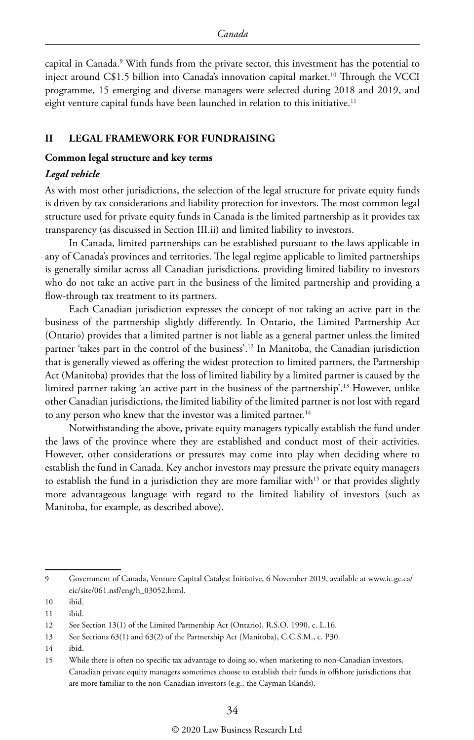capital in Canada.[9] With funds from the private sector, this investment has the potential to inject around C$1.5 billion into Canada's innovation capital market.[10] Through the VCCI programme, 15 emerging and diverse managers were selected during 2018 and 2019, and eight venture capital funds have been launched in relation to this initiative.[11]

## II LEGAL FRAMEWORK FOR FUNDRAISING

### Common legal structure and key terms

#### *Legal vehicle*

As with most other jurisdictions, the selection of the legal structure for private equity funds is driven by tax considerations and liability protection for investors. The most common legal structure used for private equity funds in Canada is the limited partnership as it provides tax transparency (as discussed in Section III.ii) and limited liability to investors.

In Canada, limited partnerships can be established pursuant to the laws applicable in any of Canada's provinces and territories. The legal regime applicable to limited partnerships is generally similar across all Canadian jurisdictions, providing limited liability to investors who do not take an active part in the business of the limited partnership and providing a flow-through tax treatment to its partners.

Each Canadian jurisdiction expresses the concept of not taking an active part in the business of the partnership slightly differently. In Ontario, the Limited Partnership Act (Ontario) provides that a limited partner is not liable as a general partner unless the limited partner 'takes part in the control of the business'.[12] In Manitoba, the Canadian jurisdiction that is generally viewed as offering the widest protection to limited partners, the Partnership Act (Manitoba) provides that the loss of limited liability by a limited partner is caused by the limited partner taking 'an active part in the business of the partnership'.[13] However, unlike other Canadian jurisdictions, the limited liability of the limited partner is not lost with regard to any person who knew that the investor was a limited partner.[14]

Notwithstanding the above, private equity managers typically establish the fund under the laws of the province where they are established and conduct most of their activities. However, other considerations or pressures may come into play when deciding where to establish the fund in Canada. Key anchor investors may pressure the private equity managers to establish the fund in a jurisdiction they are more familiar with[15] or that provides slightly more advantageous language with regard to the limited liability of investors (such as Manitoba, for example, as described above).

---

9 Government of Canada, Venture Capital Catalyst Initiative, 6 November 2019, available at www.ic.gc.ca/eic/site/061.nsf/eng/h_03052.html.

10 ibid.

11 ibid.

12 See Section 13(1) of the Limited Partnership Act (Ontario), R.S.O. 1990, c. L.16.

13 See Sections 63(1) and 63(2) of the Partnership Act (Manitoba), C.C.S.M., c. P30.

14 ibid.

15 While there is often no specific tax advantage to doing so, when marketing to non-Canadian investors, Canadian private equity managers sometimes choose to establish their funds in offshore jurisdictions that are more familiar to the non-Canadian investors (e.g., the Cayman Islands).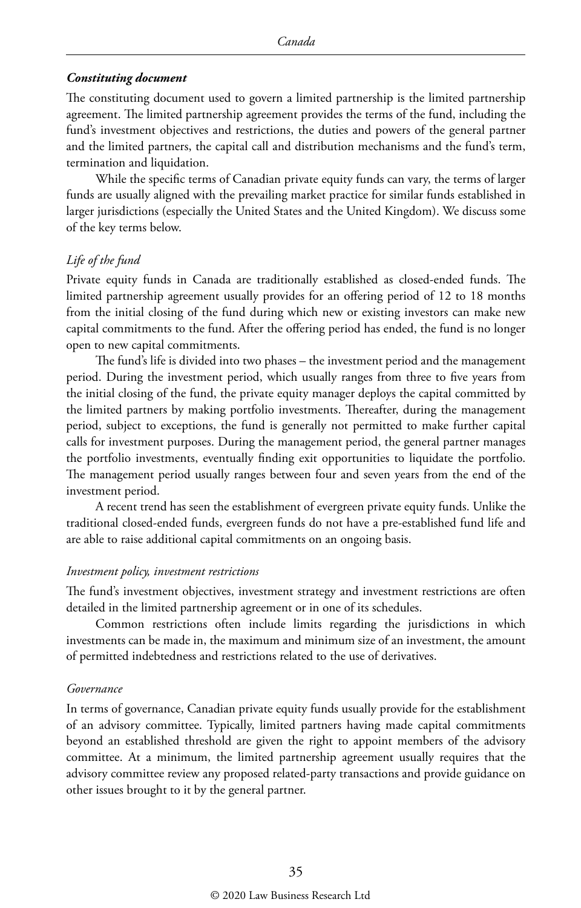***Constituting document***

The constituting document used to govern a limited partnership is the limited partnership agreement. The limited partnership agreement provides the terms of the fund, including the fund's investment objectives and restrictions, the duties and powers of the general partner and the limited partners, the capital call and distribution mechanisms and the fund's term, termination and liquidation.

While the specific terms of Canadian private equity funds can vary, the terms of larger funds are usually aligned with the prevailing market practice for similar funds established in larger jurisdictions (especially the United States and the United Kingdom). We discuss some of the key terms below.

*Life of the fund*

Private equity funds in Canada are traditionally established as closed-ended funds. The limited partnership agreement usually provides for an offering period of 12 to 18 months from the initial closing of the fund during which new or existing investors can make new capital commitments to the fund. After the offering period has ended, the fund is no longer open to new capital commitments.

The fund's life is divided into two phases – the investment period and the management period. During the investment period, which usually ranges from three to five years from the initial closing of the fund, the private equity manager deploys the capital committed by the limited partners by making portfolio investments. Thereafter, during the management period, subject to exceptions, the fund is generally not permitted to make further capital calls for investment purposes. During the management period, the general partner manages the portfolio investments, eventually finding exit opportunities to liquidate the portfolio. The management period usually ranges between four and seven years from the end of the investment period.

A recent trend has seen the establishment of evergreen private equity funds. Unlike the traditional closed-ended funds, evergreen funds do not have a pre-established fund life and are able to raise additional capital commitments on an ongoing basis.

*Investment policy, investment restrictions*

The fund's investment objectives, investment strategy and investment restrictions are often detailed in the limited partnership agreement or in one of its schedules.

Common restrictions often include limits regarding the jurisdictions in which investments can be made in, the maximum and minimum size of an investment, the amount of permitted indebtedness and restrictions related to the use of derivatives.

*Governance*

In terms of governance, Canadian private equity funds usually provide for the establishment of an advisory committee. Typically, limited partners having made capital commitments beyond an established threshold are given the right to appoint members of the advisory committee. At a minimum, the limited partnership agreement usually requires that the advisory committee review any proposed related-party transactions and provide guidance on other issues brought to it by the general partner.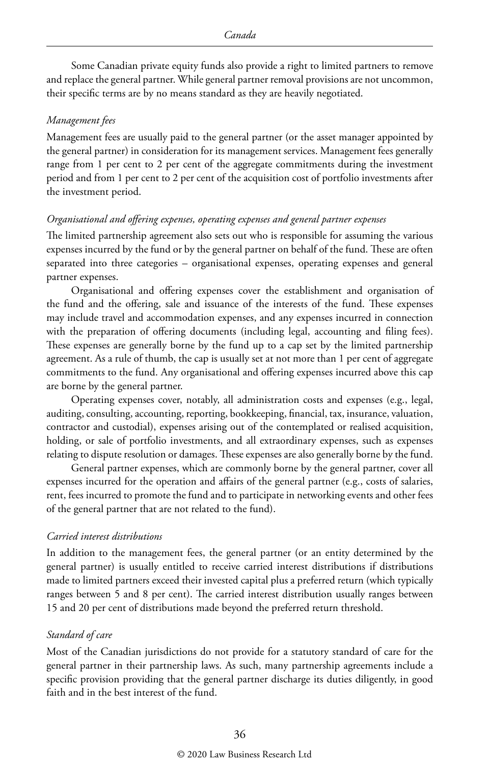Some Canadian private equity funds also provide a right to limited partners to remove and replace the general partner. While general partner removal provisions are not uncommon, their specific terms are by no means standard as they are heavily negotiated.

*Management fees*

Management fees are usually paid to the general partner (or the asset manager appointed by the general partner) in consideration for its management services. Management fees generally range from 1 per cent to 2 per cent of the aggregate commitments during the investment period and from 1 per cent to 2 per cent of the acquisition cost of portfolio investments after the investment period.

*Organisational and offering expenses, operating expenses and general partner expenses*

The limited partnership agreement also sets out who is responsible for assuming the various expenses incurred by the fund or by the general partner on behalf of the fund. These are often separated into three categories – organisational expenses, operating expenses and general partner expenses.

Organisational and offering expenses cover the establishment and organisation of the fund and the offering, sale and issuance of the interests of the fund. These expenses may include travel and accommodation expenses, and any expenses incurred in connection with the preparation of offering documents (including legal, accounting and filing fees). These expenses are generally borne by the fund up to a cap set by the limited partnership agreement. As a rule of thumb, the cap is usually set at not more than 1 per cent of aggregate commitments to the fund. Any organisational and offering expenses incurred above this cap are borne by the general partner.

Operating expenses cover, notably, all administration costs and expenses (e.g., legal, auditing, consulting, accounting, reporting, bookkeeping, financial, tax, insurance, valuation, contractor and custodial), expenses arising out of the contemplated or realised acquisition, holding, or sale of portfolio investments, and all extraordinary expenses, such as expenses relating to dispute resolution or damages. These expenses are also generally borne by the fund.

General partner expenses, which are commonly borne by the general partner, cover all expenses incurred for the operation and affairs of the general partner (e.g., costs of salaries, rent, fees incurred to promote the fund and to participate in networking events and other fees of the general partner that are not related to the fund).

*Carried interest distributions*

In addition to the management fees, the general partner (or an entity determined by the general partner) is usually entitled to receive carried interest distributions if distributions made to limited partners exceed their invested capital plus a preferred return (which typically ranges between 5 and 8 per cent). The carried interest distribution usually ranges between 15 and 20 per cent of distributions made beyond the preferred return threshold.

*Standard of care*

Most of the Canadian jurisdictions do not provide for a statutory standard of care for the general partner in their partnership laws. As such, many partnership agreements include a specific provision providing that the general partner discharge its duties diligently, in good faith and in the best interest of the fund.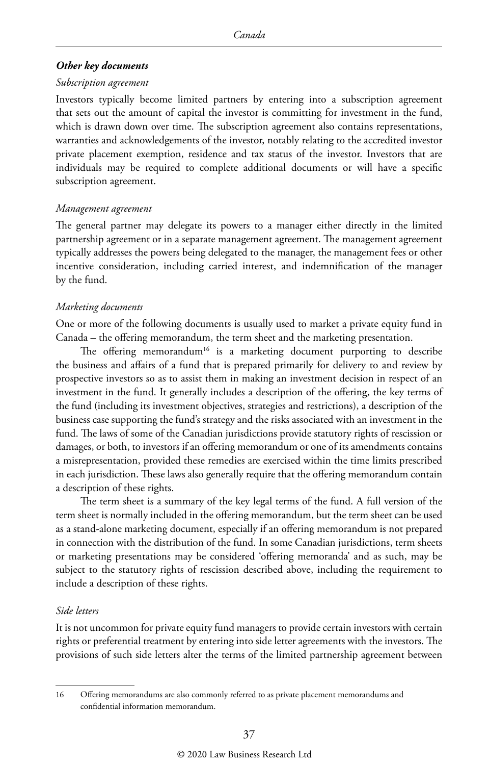### *Other key documents*

#### *Subscription agreement*

Investors typically become limited partners by entering into a subscription agreement that sets out the amount of capital the investor is committing for investment in the fund, which is drawn down over time. The subscription agreement also contains representations, warranties and acknowledgements of the investor, notably relating to the accredited investor private placement exemption, residence and tax status of the investor. Investors that are individuals may be required to complete additional documents or will have a specific subscription agreement.

#### *Management agreement*

The general partner may delegate its powers to a manager either directly in the limited partnership agreement or in a separate management agreement. The management agreement typically addresses the powers being delegated to the manager, the management fees or other incentive consideration, including carried interest, and indemnification of the manager by the fund.

#### *Marketing documents*

One or more of the following documents is usually used to market a private equity fund in Canada – the offering memorandum, the term sheet and the marketing presentation.

The offering memorandum[16] is a marketing document purporting to describe the business and affairs of a fund that is prepared primarily for delivery to and review by prospective investors so as to assist them in making an investment decision in respect of an investment in the fund. It generally includes a description of the offering, the key terms of the fund (including its investment objectives, strategies and restrictions), a description of the business case supporting the fund's strategy and the risks associated with an investment in the fund. The laws of some of the Canadian jurisdictions provide statutory rights of rescission or damages, or both, to investors if an offering memorandum or one of its amendments contains a misrepresentation, provided these remedies are exercised within the time limits prescribed in each jurisdiction. These laws also generally require that the offering memorandum contain a description of these rights.

The term sheet is a summary of the key legal terms of the fund. A full version of the term sheet is normally included in the offering memorandum, but the term sheet can be used as a stand-alone marketing document, especially if an offering memorandum is not prepared in connection with the distribution of the fund. In some Canadian jurisdictions, term sheets or marketing presentations may be considered 'offering memoranda' and as such, may be subject to the statutory rights of rescission described above, including the requirement to include a description of these rights.

#### *Side letters*

It is not uncommon for private equity fund managers to provide certain investors with certain rights or preferential treatment by entering into side letter agreements with the investors. The provisions of such side letters alter the terms of the limited partnership agreement between

---

16 Offering memorandums are also commonly referred to as private placement memorandums and confidential information memorandum.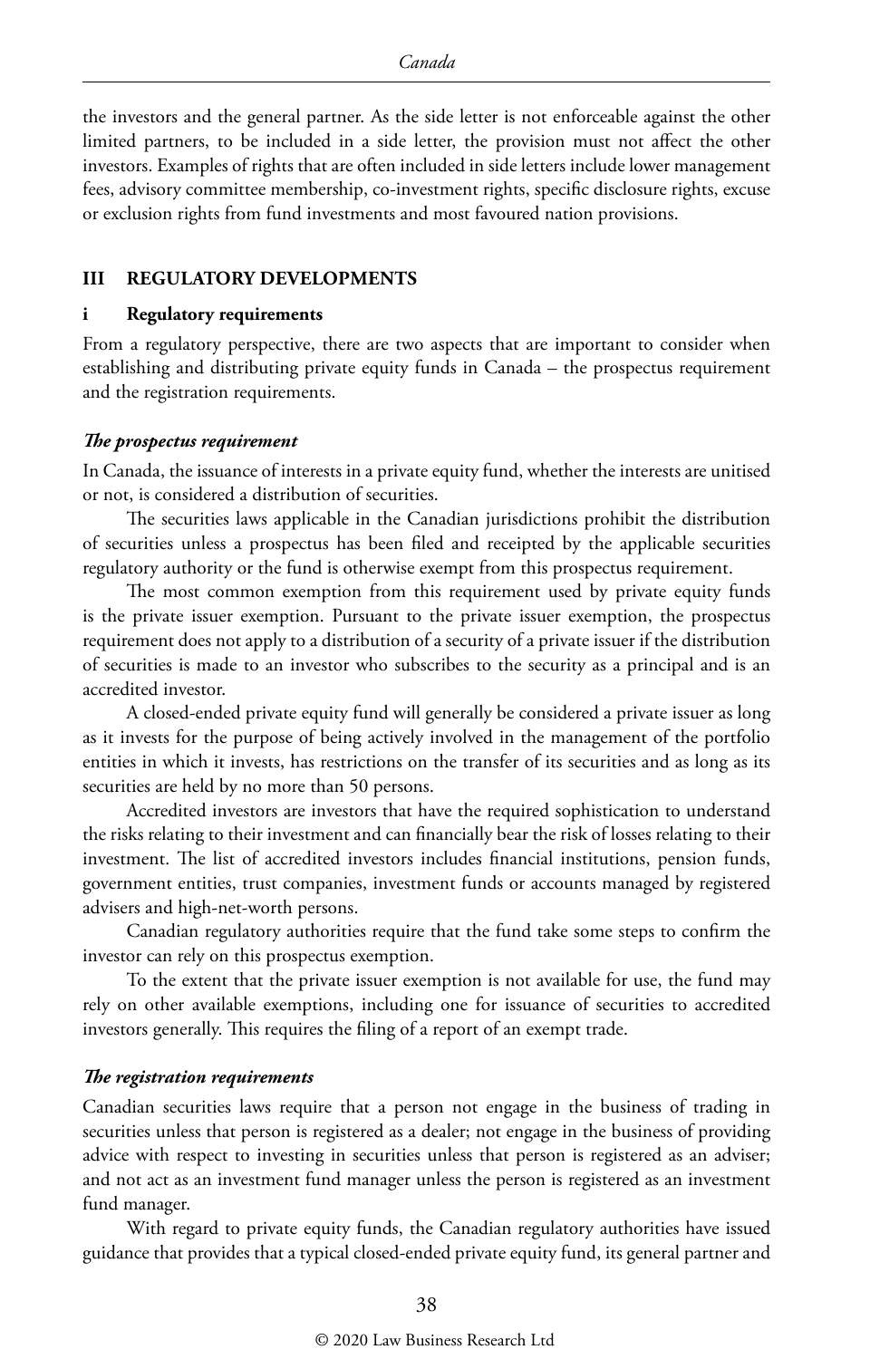the investors and the general partner. As the side letter is not enforceable against the other limited partners, to be included in a side letter, the provision must not affect the other investors. Examples of rights that are often included in side letters include lower management fees, advisory committee membership, co-investment rights, specific disclosure rights, excuse or exclusion rights from fund investments and most favoured nation provisions.

## III REGULATORY DEVELOPMENTS

### i Regulatory requirements

From a regulatory perspective, there are two aspects that are important to consider when establishing and distributing private equity funds in Canada – the prospectus requirement and the registration requirements.

#### *The prospectus requirement*

In Canada, the issuance of interests in a private equity fund, whether the interests are unitised or not, is considered a distribution of securities.

The securities laws applicable in the Canadian jurisdictions prohibit the distribution of securities unless a prospectus has been filed and receipted by the applicable securities regulatory authority or the fund is otherwise exempt from this prospectus requirement.

The most common exemption from this requirement used by private equity funds is the private issuer exemption. Pursuant to the private issuer exemption, the prospectus requirement does not apply to a distribution of a security of a private issuer if the distribution of securities is made to an investor who subscribes to the security as a principal and is an accredited investor.

A closed-ended private equity fund will generally be considered a private issuer as long as it invests for the purpose of being actively involved in the management of the portfolio entities in which it invests, has restrictions on the transfer of its securities and as long as its securities are held by no more than 50 persons.

Accredited investors are investors that have the required sophistication to understand the risks relating to their investment and can financially bear the risk of losses relating to their investment. The list of accredited investors includes financial institutions, pension funds, government entities, trust companies, investment funds or accounts managed by registered advisers and high-net-worth persons.

Canadian regulatory authorities require that the fund take some steps to confirm the investor can rely on this prospectus exemption.

To the extent that the private issuer exemption is not available for use, the fund may rely on other available exemptions, including one for issuance of securities to accredited investors generally. This requires the filing of a report of an exempt trade.

#### *The registration requirements*

Canadian securities laws require that a person not engage in the business of trading in securities unless that person is registered as a dealer; not engage in the business of providing advice with respect to investing in securities unless that person is registered as an adviser; and not act as an investment fund manager unless the person is registered as an investment fund manager.

With regard to private equity funds, the Canadian regulatory authorities have issued guidance that provides that a typical closed-ended private equity fund, its general partner and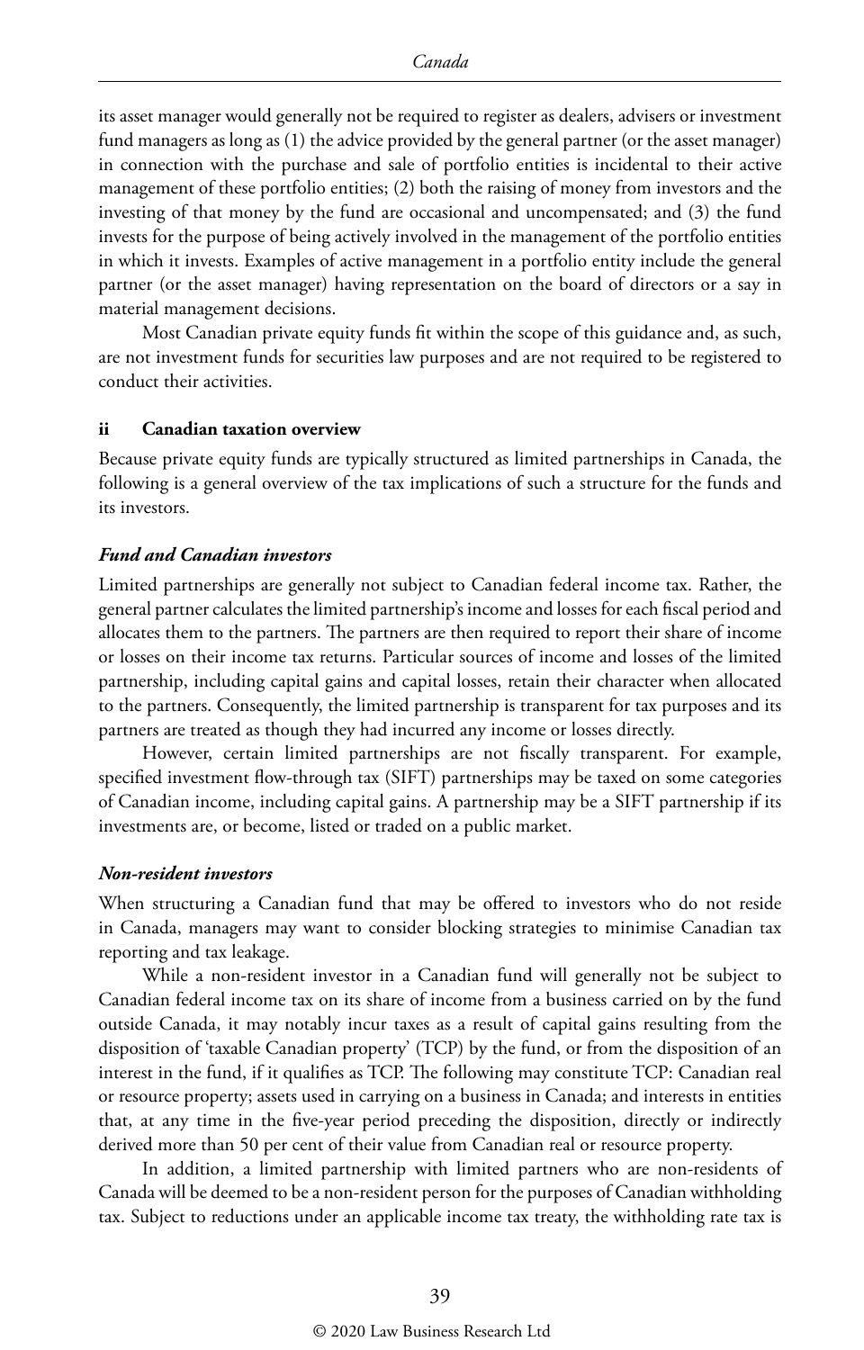its asset manager would generally not be required to register as dealers, advisers or investment fund managers as long as (1) the advice provided by the general partner (or the asset manager) in connection with the purchase and sale of portfolio entities is incidental to their active management of these portfolio entities; (2) both the raising of money from investors and the investing of that money by the fund are occasional and uncompensated; and (3) the fund invests for the purpose of being actively involved in the management of the portfolio entities in which it invests. Examples of active management in a portfolio entity include the general partner (or the asset manager) having representation on the board of directors or a say in material management decisions.

Most Canadian private equity funds fit within the scope of this guidance and, as such, are not investment funds for securities law purposes and are not required to be registered to conduct their activities.

### ii Canadian taxation overview

Because private equity funds are typically structured as limited partnerships in Canada, the following is a general overview of the tax implications of such a structure for the funds and its investors.

***Fund and Canadian investors***

Limited partnerships are generally not subject to Canadian federal income tax. Rather, the general partner calculates the limited partnership's income and losses for each fiscal period and allocates them to the partners. The partners are then required to report their share of income or losses on their income tax returns. Particular sources of income and losses of the limited partnership, including capital gains and capital losses, retain their character when allocated to the partners. Consequently, the limited partnership is transparent for tax purposes and its partners are treated as though they had incurred any income or losses directly.

However, certain limited partnerships are not fiscally transparent. For example, specified investment flow-through tax (SIFT) partnerships may be taxed on some categories of Canadian income, including capital gains. A partnership may be a SIFT partnership if its investments are, or become, listed or traded on a public market.

***Non-resident investors***

When structuring a Canadian fund that may be offered to investors who do not reside in Canada, managers may want to consider blocking strategies to minimise Canadian tax reporting and tax leakage.

While a non-resident investor in a Canadian fund will generally not be subject to Canadian federal income tax on its share of income from a business carried on by the fund outside Canada, it may notably incur taxes as a result of capital gains resulting from the disposition of 'taxable Canadian property' (TCP) by the fund, or from the disposition of an interest in the fund, if it qualifies as TCP. The following may constitute TCP: Canadian real or resource property; assets used in carrying on a business in Canada; and interests in entities that, at any time in the five-year period preceding the disposition, directly or indirectly derived more than 50 per cent of their value from Canadian real or resource property.

In addition, a limited partnership with limited partners who are non-residents of Canada will be deemed to be a non-resident person for the purposes of Canadian withholding tax. Subject to reductions under an applicable income tax treaty, the withholding rate tax is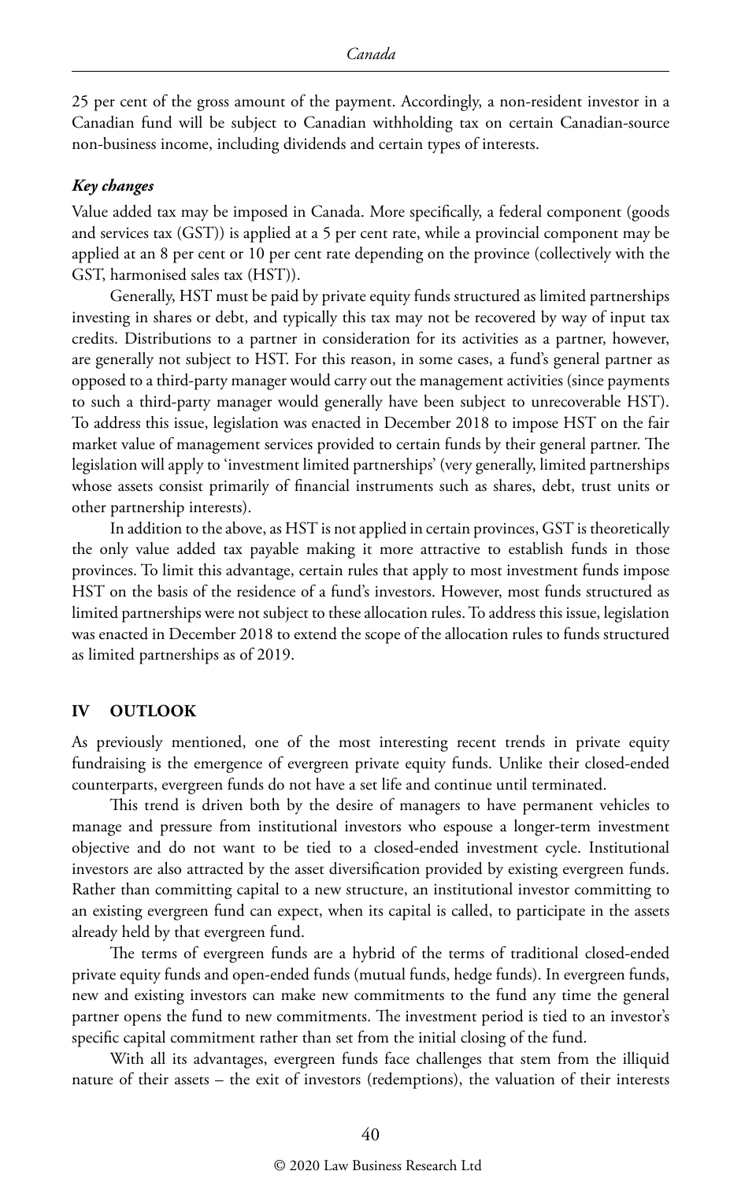25 per cent of the gross amount of the payment. Accordingly, a non-resident investor in a Canadian fund will be subject to Canadian withholding tax on certain Canadian-source non-business income, including dividends and certain types of interests.

### *Key changes*

Value added tax may be imposed in Canada. More specifically, a federal component (goods and services tax (GST)) is applied at a 5 per cent rate, while a provincial component may be applied at an 8 per cent or 10 per cent rate depending on the province (collectively with the GST, harmonised sales tax (HST)).

Generally, HST must be paid by private equity funds structured as limited partnerships investing in shares or debt, and typically this tax may not be recovered by way of input tax credits. Distributions to a partner in consideration for its activities as a partner, however, are generally not subject to HST. For this reason, in some cases, a fund's general partner as opposed to a third-party manager would carry out the management activities (since payments to such a third-party manager would generally have been subject to unrecoverable HST). To address this issue, legislation was enacted in December 2018 to impose HST on the fair market value of management services provided to certain funds by their general partner. The legislation will apply to 'investment limited partnerships' (very generally, limited partnerships whose assets consist primarily of financial instruments such as shares, debt, trust units or other partnership interests).

In addition to the above, as HST is not applied in certain provinces, GST is theoretically the only value added tax payable making it more attractive to establish funds in those provinces. To limit this advantage, certain rules that apply to most investment funds impose HST on the basis of the residence of a fund's investors. However, most funds structured as limited partnerships were not subject to these allocation rules. To address this issue, legislation was enacted in December 2018 to extend the scope of the allocation rules to funds structured as limited partnerships as of 2019.

## IV OUTLOOK

As previously mentioned, one of the most interesting recent trends in private equity fundraising is the emergence of evergreen private equity funds. Unlike their closed-ended counterparts, evergreen funds do not have a set life and continue until terminated.

This trend is driven both by the desire of managers to have permanent vehicles to manage and pressure from institutional investors who espouse a longer-term investment objective and do not want to be tied to a closed-ended investment cycle. Institutional investors are also attracted by the asset diversification provided by existing evergreen funds. Rather than committing capital to a new structure, an institutional investor committing to an existing evergreen fund can expect, when its capital is called, to participate in the assets already held by that evergreen fund.

The terms of evergreen funds are a hybrid of the terms of traditional closed-ended private equity funds and open-ended funds (mutual funds, hedge funds). In evergreen funds, new and existing investors can make new commitments to the fund any time the general partner opens the fund to new commitments. The investment period is tied to an investor's specific capital commitment rather than set from the initial closing of the fund.

With all its advantages, evergreen funds face challenges that stem from the illiquid nature of their assets – the exit of investors (redemptions), the valuation of their interests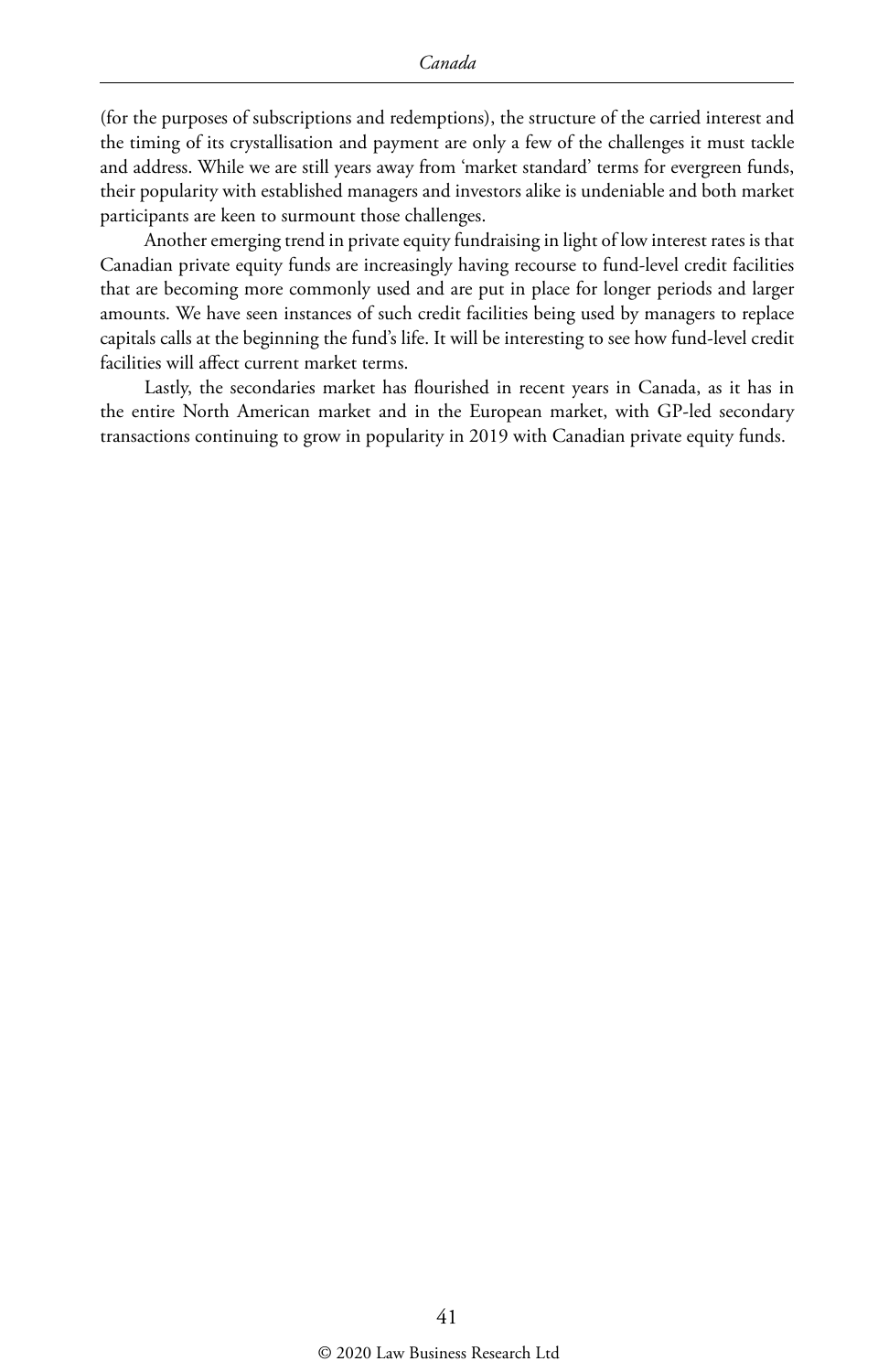(for the purposes of subscriptions and redemptions), the structure of the carried interest and the timing of its crystallisation and payment are only a few of the challenges it must tackle and address. While we are still years away from 'market standard' terms for evergreen funds, their popularity with established managers and investors alike is undeniable and both market participants are keen to surmount those challenges.

Another emerging trend in private equity fundraising in light of low interest rates is that Canadian private equity funds are increasingly having recourse to fund-level credit facilities that are becoming more commonly used and are put in place for longer periods and larger amounts. We have seen instances of such credit facilities being used by managers to replace capitals calls at the beginning the fund's life. It will be interesting to see how fund-level credit facilities will affect current market terms.

Lastly, the secondaries market has flourished in recent years in Canada, as it has in the entire North American market and in the European market, with GP-led secondary transactions continuing to grow in popularity in 2019 with Canadian private equity funds.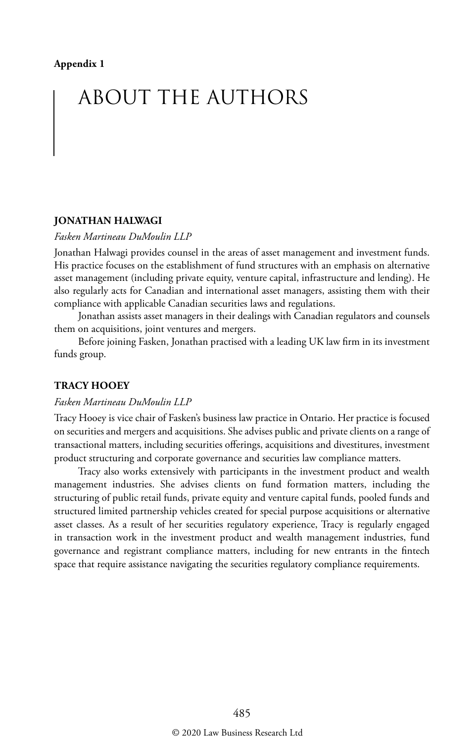**Appendix 1**

# ABOUT THE AUTHORS

### JONATHAN HALWAGI

*Fasken Martineau DuMoulin LLP*

Jonathan Halwagi provides counsel in the areas of asset management and investment funds. His practice focuses on the establishment of fund structures with an emphasis on alternative asset management (including private equity, venture capital, infrastructure and lending). He also regularly acts for Canadian and international asset managers, assisting them with their compliance with applicable Canadian securities laws and regulations.

Jonathan assists asset managers in their dealings with Canadian regulators and counsels them on acquisitions, joint ventures and mergers.

Before joining Fasken, Jonathan practised with a leading UK law firm in its investment funds group.

### TRACY HOOEY

*Fasken Martineau DuMoulin LLP*

Tracy Hooey is vice chair of Fasken's business law practice in Ontario. Her practice is focused on securities and mergers and acquisitions. She advises public and private clients on a range of transactional matters, including securities offerings, acquisitions and divestitures, investment product structuring and corporate governance and securities law compliance matters.

Tracy also works extensively with participants in the investment product and wealth management industries. She advises clients on fund formation matters, including the structuring of public retail funds, private equity and venture capital funds, pooled funds and structured limited partnership vehicles created for special purpose acquisitions or alternative asset classes. As a result of her securities regulatory experience, Tracy is regularly engaged in transaction work in the investment product and wealth management industries, fund governance and registrant compliance matters, including for new entrants in the fintech space that require assistance navigating the securities regulatory compliance requirements.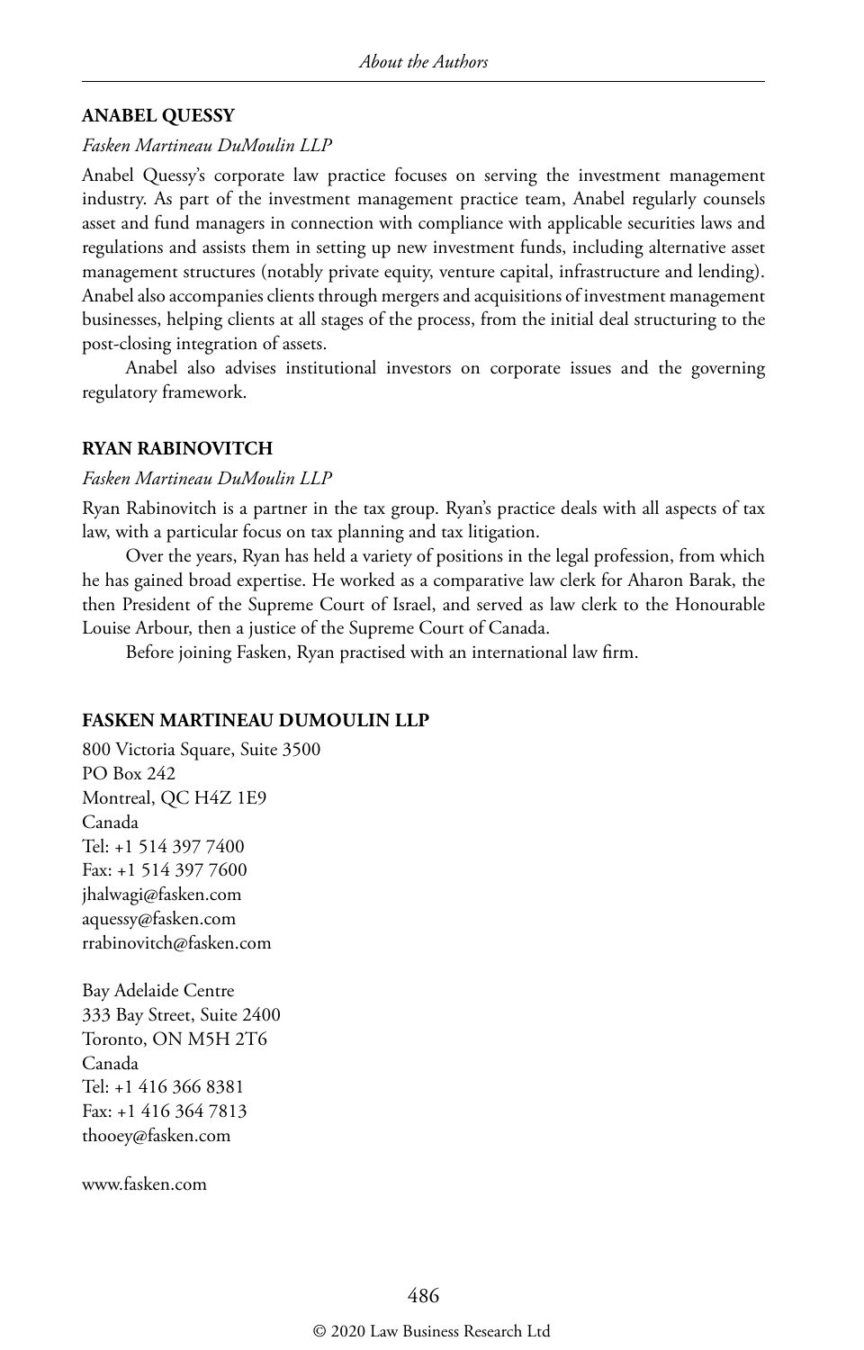## ANABEL QUESSY

*Fasken Martineau DuMoulin LLP*

Anabel Quessy's corporate law practice focuses on serving the investment management industry. As part of the investment management practice team, Anabel regularly counsels asset and fund managers in connection with compliance with applicable securities laws and regulations and assists them in setting up new investment funds, including alternative asset management structures (notably private equity, venture capital, infrastructure and lending). Anabel also accompanies clients through mergers and acquisitions of investment management businesses, helping clients at all stages of the process, from the initial deal structuring to the post-closing integration of assets.

Anabel also advises institutional investors on corporate issues and the governing regulatory framework.

## RYAN RABINOVITCH

*Fasken Martineau DuMoulin LLP*

Ryan Rabinovitch is a partner in the tax group. Ryan's practice deals with all aspects of tax law, with a particular focus on tax planning and tax litigation.

Over the years, Ryan has held a variety of positions in the legal profession, from which he has gained broad expertise. He worked as a comparative law clerk for Aharon Barak, the then President of the Supreme Court of Israel, and served as law clerk to the Honourable Louise Arbour, then a justice of the Supreme Court of Canada.

Before joining Fasken, Ryan practised with an international law firm.

## FASKEN MARTINEAU DUMOULIN LLP

800 Victoria Square, Suite 3500
PO Box 242
Montreal, QC H4Z 1E9
Canada
Tel: +1 514 397 7400
Fax: +1 514 397 7600
jhalwagi@fasken.com
aquessy@fasken.com
rrabinovitch@fasken.com

Bay Adelaide Centre
333 Bay Street, Suite 2400
Toronto, ON M5H 2T6
Canada
Tel: +1 416 366 8381
Fax: +1 416 364 7813
thooey@fasken.com

www.fasken.com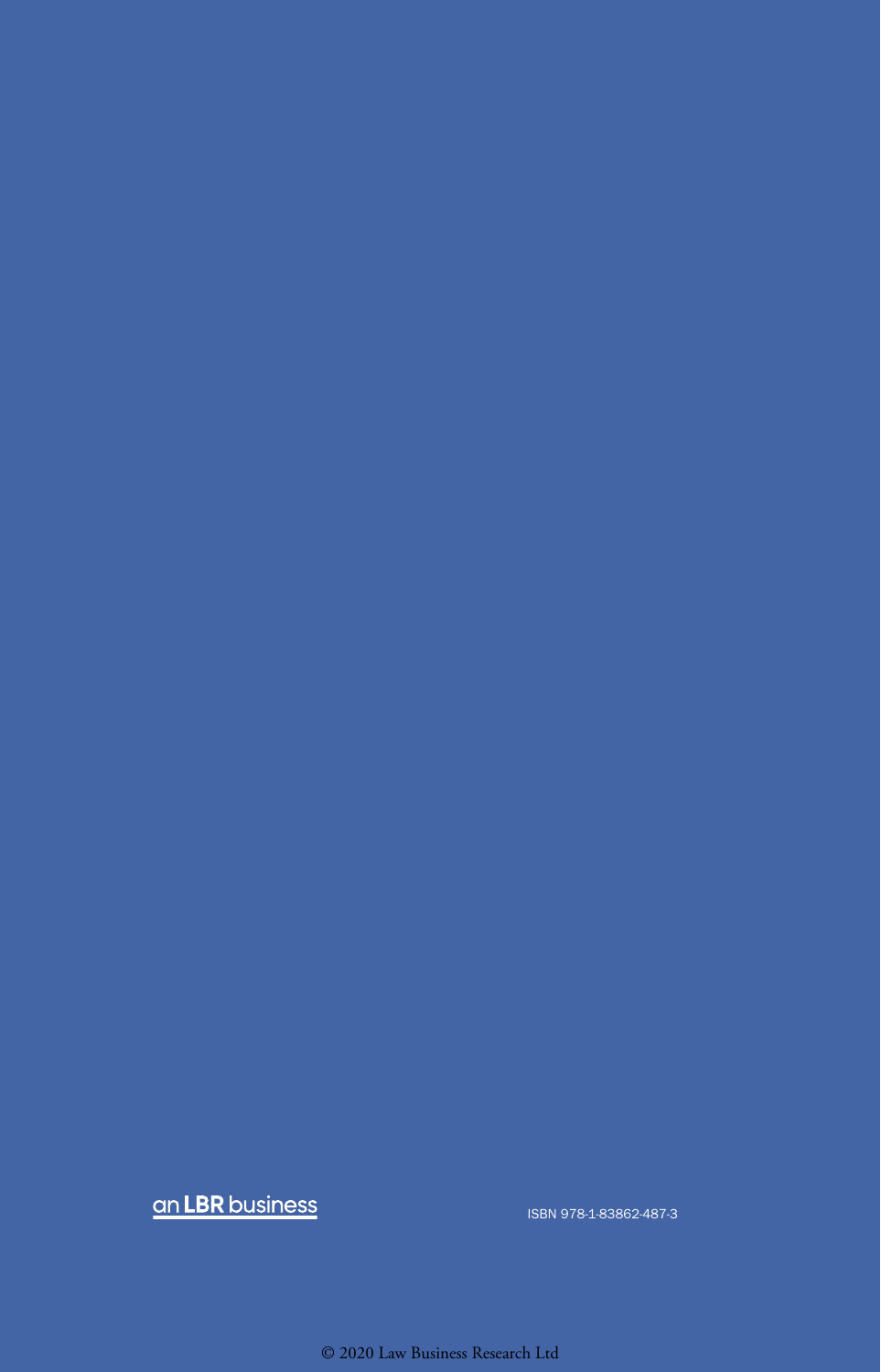an LBR business

ISBN 978-1-83862-487-3

© 2020 Law Business Research Ltd